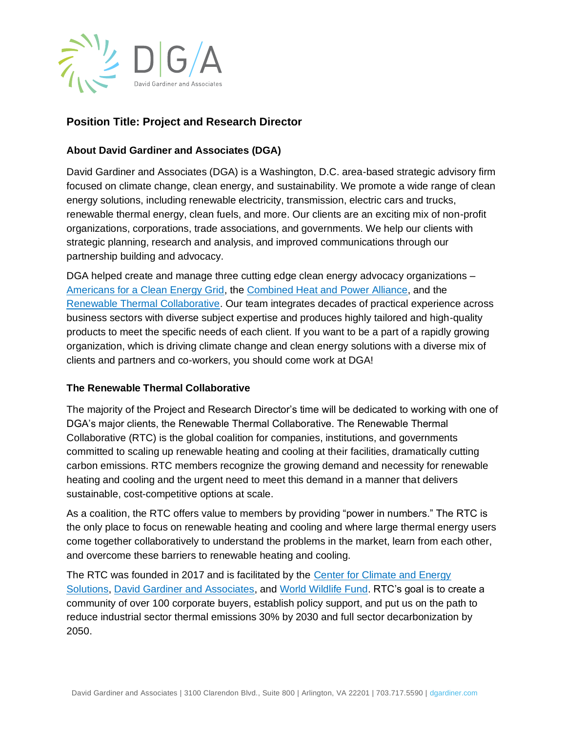# Position Title: Project and Research Director

## About David Gardiner and Associates (DGA)

David Gardiner and Associates (DGA) is a Washington, D.C. area-based strategic advisory firm focused on climate change, clean energy, and sustainability. We promote a wide range of clean energy solutions, including renewable electricity, transmission, electric cars and trucks, renewable thermal energy, clean fuels, and more. Our clients are an exciting mix of non-profit organizations, corporations, trade associations, and governments. We help our clients with strategic planning, research and analysis, and improved communications through our partnership building and advocacy.

DGA helped create and manage three cutting edge clean energy advocacy organizations – Americans for a Clean Energy Grid, the Combined Heat and Power Alliance, and the Renewable Thermal Collaborative. Our team integrates decades of practical experience across business sectors with diverse subject expertise and produces highly tailored and high-quality products to meet the specific needs of each client. If you want to be a part of a rapidly growing organization, which is driving climate change and clean energy solutions with a diverse mix of clients and partners and co-workers, you should come work at DGA!

## The Renewable Thermal Collaborative

The majority of the Project and Research Director's time will be dedicated to working with one of DGA's major clients, the Renewable Thermal Collaborative. The Renewable Thermal Collaborative (RTC) is the global coalition for companies, institutions, and governments committed to scaling up renewable heating and cooling at their facilities, dramatically cutting carbon emissions. RTC members recognize the growing demand and necessity for renewable heating and cooling and the urgent need to meet this demand in a manner that delivers sustainable, cost-competitive options at scale.

As a coalition, the RTC offers value to members by providing "power in numbers." The RTC is the only place to focus on renewable heating and cooling and where large thermal energy users come together collaboratively to understand the problems in the market, learn from each other, and overcome these barriers to renewable heating and cooling.

The RTC was founded in 2017 and is facilitated by the Center for Climate and Energy Solutions, David Gardiner and Associates, and World Wildlife Fund. RTC's goal is to create a community of over 100 corporate buyers, establish policy support, and put us on the path to reduce industrial sector thermal emissions 30% by 2030 and full sector decarbonization by 2050.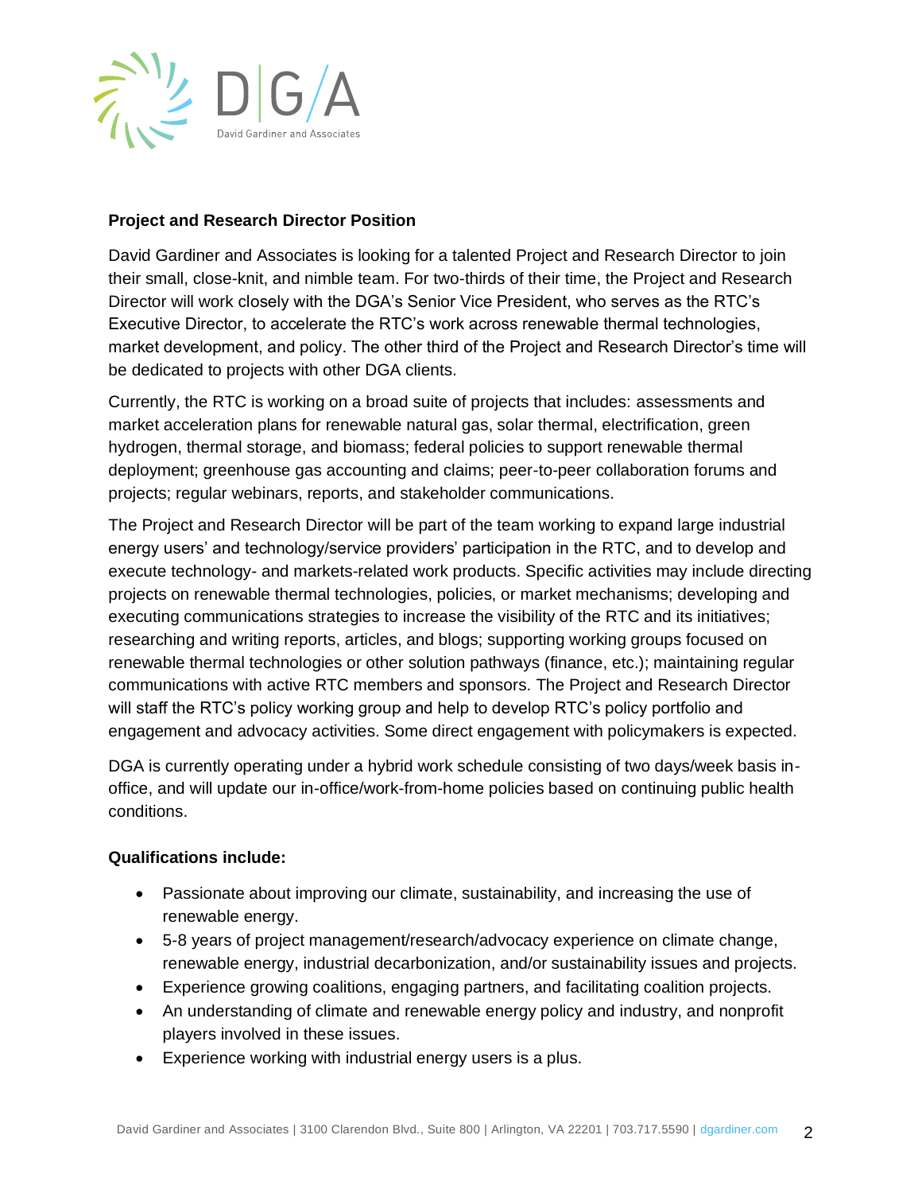**Project and Research Director Position**

David Gardiner and Associates is looking for a talented Project and Research Director to join their small, close-knit, and nimble team. For two-thirds of their time, the Project and Research Director will work closely with the DGA's Senior Vice President, who serves as the RTC's Executive Director, to accelerate the RTC's work across renewable thermal technologies, market development, and policy. The other third of the Project and Research Director's time will be dedicated to projects with other DGA clients.

Currently, the RTC is working on a broad suite of projects that includes: assessments and market acceleration plans for renewable natural gas, solar thermal, electrification, green hydrogen, thermal storage, and biomass; federal policies to support renewable thermal deployment; greenhouse gas accounting and claims; peer-to-peer collaboration forums and projects; regular webinars, reports, and stakeholder communications.

The Project and Research Director will be part of the team working to expand large industrial energy users' and technology/service providers' participation in the RTC, and to develop and execute technology- and markets-related work products. Specific activities may include directing projects on renewable thermal technologies, policies, or market mechanisms; developing and executing communications strategies to increase the visibility of the RTC and its initiatives; researching and writing reports, articles, and blogs; supporting working groups focused on renewable thermal technologies or other solution pathways (finance, etc.); maintaining regular communications with active RTC members and sponsors. The Project and Research Director will staff the RTC's policy working group and help to develop RTC's policy portfolio and engagement and advocacy activities. Some direct engagement with policymakers is expected.

DGA is currently operating under a hybrid work schedule consisting of two days/week basis in-office, and will update our in-office/work-from-home policies based on continuing public health conditions.

**Qualifications include:**

- Passionate about improving our climate, sustainability, and increasing the use of renewable energy.
- 5-8 years of project management/research/advocacy experience on climate change, renewable energy, industrial decarbonization, and/or sustainability issues and projects.
- Experience growing coalitions, engaging partners, and facilitating coalition projects.
- An understanding of climate and renewable energy policy and industry, and nonprofit players involved in these issues.
- Experience working with industrial energy users is a plus.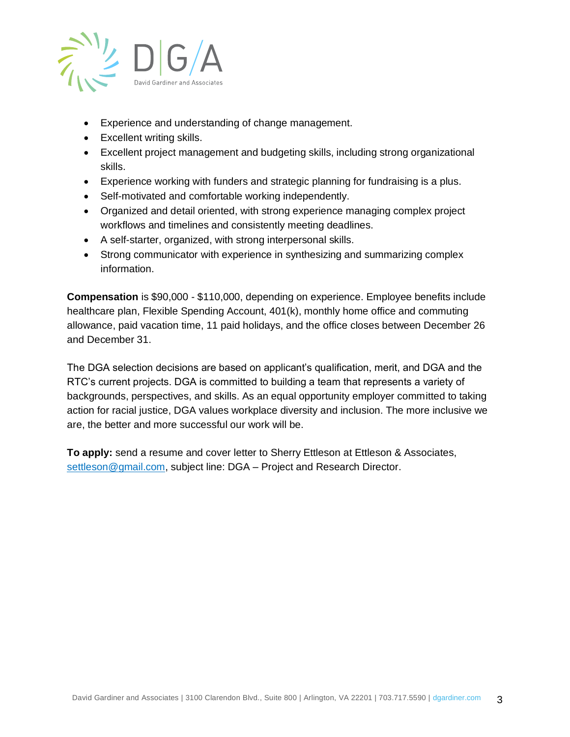- Experience and understanding of change management.
- Excellent writing skills.
- Excellent project management and budgeting skills, including strong organizational skills.
- Experience working with funders and strategic planning for fundraising is a plus.
- Self-motivated and comfortable working independently.
- Organized and detail oriented, with strong experience managing complex project workflows and timelines and consistently meeting deadlines.
- A self-starter, organized, with strong interpersonal skills.
- Strong communicator with experience in synthesizing and summarizing complex information.

**Compensation** is $90,000 - $110,000, depending on experience. Employee benefits include healthcare plan, Flexible Spending Account, 401(k), monthly home office and commuting allowance, paid vacation time, 11 paid holidays, and the office closes between December 26 and December 31.

The DGA selection decisions are based on applicant's qualification, merit, and DGA and the RTC's current projects. DGA is committed to building a team that represents a variety of backgrounds, perspectives, and skills. As an equal opportunity employer committed to taking action for racial justice, DGA values workplace diversity and inclusion. The more inclusive we are, the better and more successful our work will be.

**To apply:** send a resume and cover letter to Sherry Ettleson at Ettleson & Associates, settleson@gmail.com, subject line: DGA – Project and Research Director.